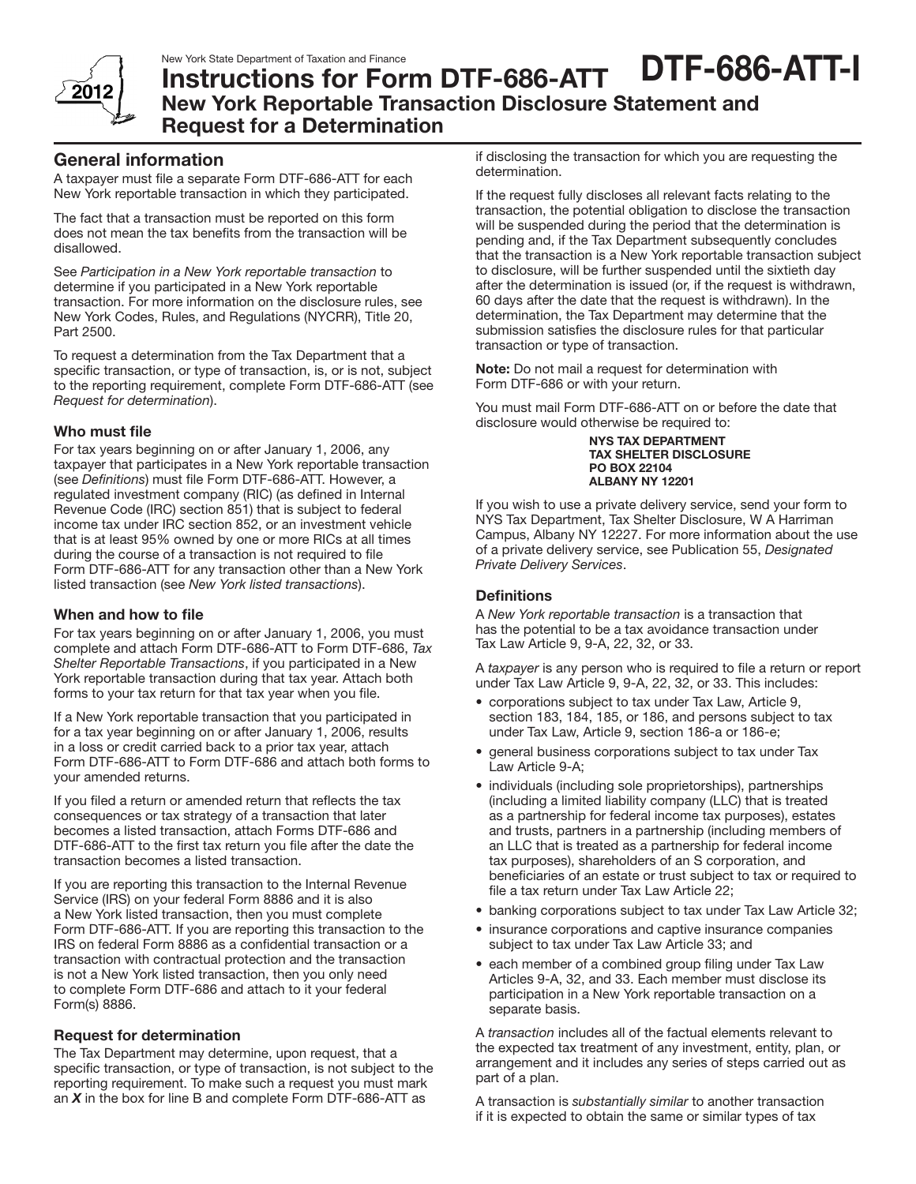New York State Department of Taxation and Finance

# Instructions for Form DTF-686-ATT

**DTF-686-ATT-I**

## New York Reportable Transaction Disclosure Statement and Request for a Determination

## General information

A taxpayer must file a separate Form DTF-686-ATT for each New York reportable transaction in which they participated.

The fact that a transaction must be reported on this form does not mean the tax benefits from the transaction will be disallowed.

See *Participation in a New York reportable transaction* to determine if you participated in a New York reportable transaction. For more information on the disclosure rules, see New York Codes, Rules, and Regulations (NYCRR), Title 20, Part 2500.

To request a determination from the Tax Department that a specific transaction, or type of transaction, is, or is not, subject to the reporting requirement, complete Form DTF-686-ATT (see *Request for determination*).

### Who must file

For tax years beginning on or after January 1, 2006, any taxpayer that participates in a New York reportable transaction (see *Definitions*) must file Form DTF-686-ATT. However, a regulated investment company (RIC) (as defined in Internal Revenue Code (IRC) section 851) that is subject to federal income tax under IRC section 852, or an investment vehicle that is at least 95% owned by one or more RICs at all times during the course of a transaction is not required to file Form DTF-686-ATT for any transaction other than a New York listed transaction (see *New York listed transactions*).

### When and how to file

For tax years beginning on or after January 1, 2006, you must complete and attach Form DTF-686-ATT to Form DTF-686, *Tax Shelter Reportable Transactions*, if you participated in a New York reportable transaction during that tax year. Attach both forms to your tax return for that tax year when you file.

If a New York reportable transaction that you participated in for a tax year beginning on or after January 1, 2006, results in a loss or credit carried back to a prior tax year, attach Form DTF-686-ATT to Form DTF-686 and attach both forms to your amended returns.

If you filed a return or amended return that reflects the tax consequences or tax strategy of a transaction that later becomes a listed transaction, attach Forms DTF-686 and DTF-686-ATT to the first tax return you file after the date the transaction becomes a listed transaction.

If you are reporting this transaction to the Internal Revenue Service (IRS) on your federal Form 8886 and it is also a New York listed transaction, then you must complete Form DTF-686-ATT. If you are reporting this transaction to the IRS on federal Form 8886 as a confidential transaction or a transaction with contractual protection and the transaction is not a New York listed transaction, then you only need to complete Form DTF-686 and attach to it your federal Form(s) 8886.

### Request for determination

The Tax Department may determine, upon request, that a specific transaction, or type of transaction, is not subject to the reporting requirement. To make such a request you must mark an ***X*** in the box for line B and complete Form DTF-686-ATT as if disclosing the transaction for which you are requesting the determination.

If the request fully discloses all relevant facts relating to the transaction, the potential obligation to disclose the transaction will be suspended during the period that the determination is pending and, if the Tax Department subsequently concludes that the transaction is a New York reportable transaction subject to disclosure, will be further suspended until the sixtieth day after the determination is issued (or, if the request is withdrawn, 60 days after the date that the request is withdrawn). In the determination, the Tax Department may determine that the submission satisfies the disclosure rules for that particular transaction or type of transaction.

**Note:** Do not mail a request for determination with Form DTF-686 or with your return.

You must mail Form DTF-686-ATT on or before the date that disclosure would otherwise be required to:

**NYS TAX DEPARTMENT**
**TAX SHELTER DISCLOSURE**
**PO BOX 22104**
**ALBANY NY 12201**

If you wish to use a private delivery service, send your form to NYS Tax Department, Tax Shelter Disclosure, W A Harriman Campus, Albany NY 12227. For more information about the use of a private delivery service, see Publication 55, *Designated Private Delivery Services*.

### Definitions

A *New York reportable transaction* is a transaction that has the potential to be a tax avoidance transaction under Tax Law Article 9, 9-A, 22, 32, or 33.

A *taxpayer* is any person who is required to file a return or report under Tax Law Article 9, 9-A, 22, 32, or 33. This includes:

- corporations subject to tax under Tax Law, Article 9, section 183, 184, 185, or 186, and persons subject to tax under Tax Law, Article 9, section 186-a or 186-e;
- general business corporations subject to tax under Tax Law Article 9-A;
- individuals (including sole proprietorships), partnerships (including a limited liability company (LLC) that is treated as a partnership for federal income tax purposes), estates and trusts, partners in a partnership (including members of an LLC that is treated as a partnership for federal income tax purposes), shareholders of an S corporation, and beneficiaries of an estate or trust subject to tax or required to file a tax return under Tax Law Article 22;
- banking corporations subject to tax under Tax Law Article 32;
- insurance corporations and captive insurance companies subject to tax under Tax Law Article 33; and
- each member of a combined group filing under Tax Law Articles 9-A, 32, and 33. Each member must disclose its participation in a New York reportable transaction on a separate basis.

A *transaction* includes all of the factual elements relevant to the expected tax treatment of any investment, entity, plan, or arrangement and it includes any series of steps carried out as part of a plan.

A transaction is *substantially similar* to another transaction if it is expected to obtain the same or similar types of tax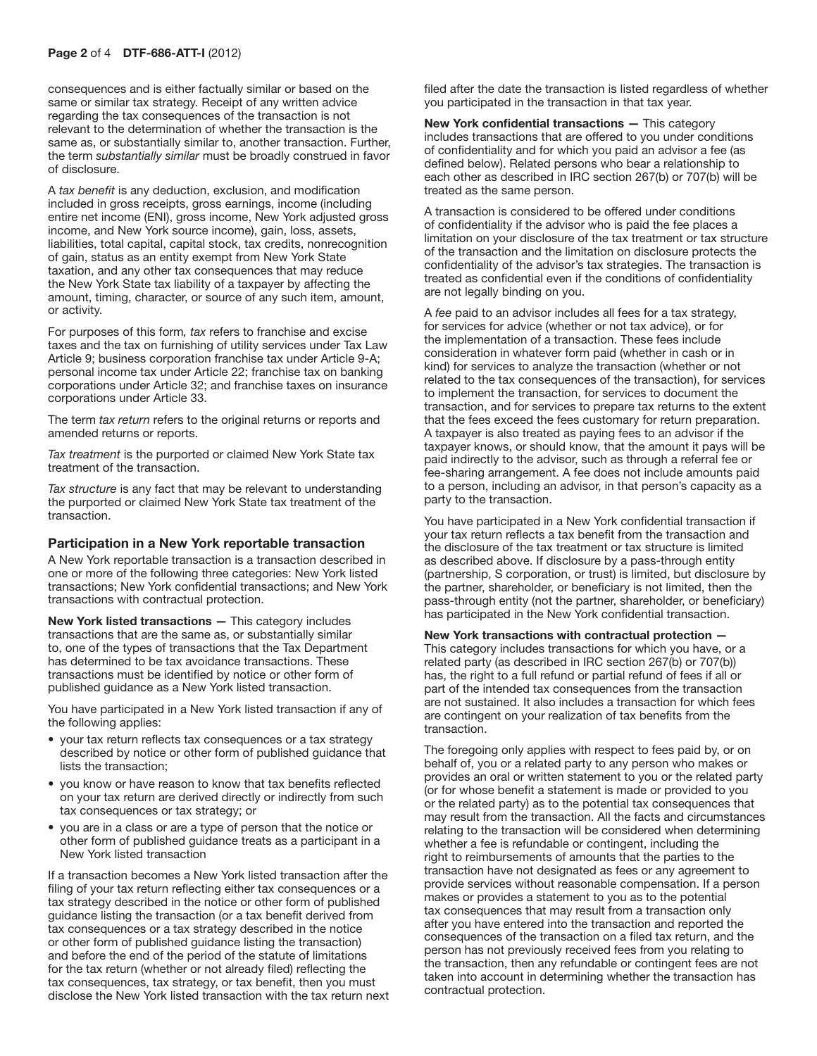consequences and is either factually similar or based on the same or similar tax strategy. Receipt of any written advice regarding the tax consequences of the transaction is not relevant to the determination of whether the transaction is the same as, or substantially similar to, another transaction. Further, the term *substantially similar* must be broadly construed in favor of disclosure.

A *tax benefit* is any deduction, exclusion, and modification included in gross receipts, gross earnings, income (including entire net income (ENI), gross income, New York adjusted gross income, and New York source income), gain, loss, assets, liabilities, total capital, capital stock, tax credits, nonrecognition of gain, status as an entity exempt from New York State taxation, and any other tax consequences that may reduce the New York State tax liability of a taxpayer by affecting the amount, timing, character, or source of any such item, amount, or activity.

For purposes of this form*, tax* refers to franchise and excise taxes and the tax on furnishing of utility services under Tax Law Article 9; business corporation franchise tax under Article 9-A; personal income tax under Article 22; franchise tax on banking corporations under Article 32; and franchise taxes on insurance corporations under Article 33.

The term *tax return* refers to the original returns or reports and amended returns or reports.

*Tax treatment* is the purported or claimed New York State tax treatment of the transaction.

*Tax structure* is any fact that may be relevant to understanding the purported or claimed New York State tax treatment of the transaction.

## Participation in a New York reportable transaction

A New York reportable transaction is a transaction described in one or more of the following three categories: New York listed transactions; New York confidential transactions; and New York transactions with contractual protection.

**New York listed transactions —** This category includes transactions that are the same as, or substantially similar to, one of the types of transactions that the Tax Department has determined to be tax avoidance transactions. These transactions must be identified by notice or other form of published guidance as a New York listed transaction.

You have participated in a New York listed transaction if any of the following applies:

- your tax return reflects tax consequences or a tax strategy described by notice or other form of published guidance that lists the transaction;
- you know or have reason to know that tax benefits reflected on your tax return are derived directly or indirectly from such tax consequences or tax strategy; or
- you are in a class or are a type of person that the notice or other form of published guidance treats as a participant in a New York listed transaction

If a transaction becomes a New York listed transaction after the filing of your tax return reflecting either tax consequences or a tax strategy described in the notice or other form of published guidance listing the transaction (or a tax benefit derived from tax consequences or a tax strategy described in the notice or other form of published guidance listing the transaction) and before the end of the period of the statute of limitations for the tax return (whether or not already filed) reflecting the tax consequences, tax strategy, or tax benefit, then you must disclose the New York listed transaction with the tax return next filed after the date the transaction is listed regardless of whether you participated in the transaction in that tax year.

**New York confidential transactions —** This category includes transactions that are offered to you under conditions of confidentiality and for which you paid an advisor a fee (as defined below). Related persons who bear a relationship to each other as described in IRC section 267(b) or 707(b) will be treated as the same person.

A transaction is considered to be offered under conditions of confidentiality if the advisor who is paid the fee places a limitation on your disclosure of the tax treatment or tax structure of the transaction and the limitation on disclosure protects the confidentiality of the advisor's tax strategies. The transaction is treated as confidential even if the conditions of confidentiality are not legally binding on you.

A *fee* paid to an advisor includes all fees for a tax strategy, for services for advice (whether or not tax advice), or for the implementation of a transaction. These fees include consideration in whatever form paid (whether in cash or in kind) for services to analyze the transaction (whether or not related to the tax consequences of the transaction), for services to implement the transaction, for services to document the transaction, and for services to prepare tax returns to the extent that the fees exceed the fees customary for return preparation. A taxpayer is also treated as paying fees to an advisor if the taxpayer knows, or should know, that the amount it pays will be paid indirectly to the advisor, such as through a referral fee or fee-sharing arrangement. A fee does not include amounts paid to a person, including an advisor, in that person's capacity as a party to the transaction.

You have participated in a New York confidential transaction if your tax return reflects a tax benefit from the transaction and the disclosure of the tax treatment or tax structure is limited as described above. If disclosure by a pass-through entity (partnership, S corporation, or trust) is limited, but disclosure by the partner, shareholder, or beneficiary is not limited, then the pass-through entity (not the partner, shareholder, or beneficiary) has participated in the New York confidential transaction.

**New York transactions with contractual protection —** This category includes transactions for which you have, or a related party (as described in IRC section 267(b) or 707(b)) has, the right to a full refund or partial refund of fees if all or part of the intended tax consequences from the transaction are not sustained. It also includes a transaction for which fees are contingent on your realization of tax benefits from the transaction.

The foregoing only applies with respect to fees paid by, or on behalf of, you or a related party to any person who makes or provides an oral or written statement to you or the related party (or for whose benefit a statement is made or provided to you or the related party) as to the potential tax consequences that may result from the transaction. All the facts and circumstances relating to the transaction will be considered when determining whether a fee is refundable or contingent, including the right to reimbursements of amounts that the parties to the transaction have not designated as fees or any agreement to provide services without reasonable compensation. If a person makes or provides a statement to you as to the potential tax consequences that may result from a transaction only after you have entered into the transaction and reported the consequences of the transaction on a filed tax return, and the person has not previously received fees from you relating to the transaction, then any refundable or contingent fees are not taken into account in determining whether the transaction has contractual protection.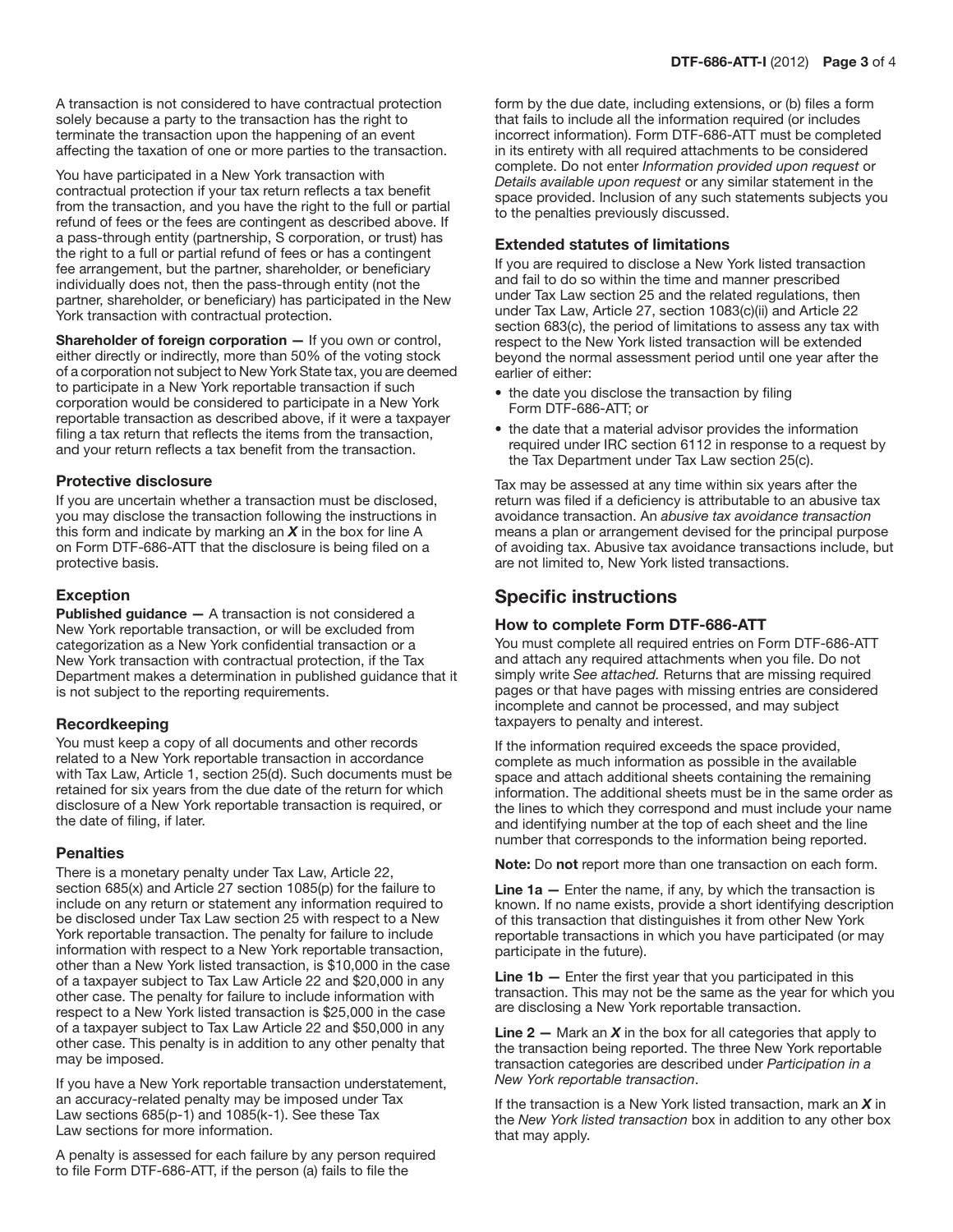A transaction is not considered to have contractual protection solely because a party to the transaction has the right to terminate the transaction upon the happening of an event affecting the taxation of one or more parties to the transaction.

You have participated in a New York transaction with contractual protection if your tax return reflects a tax benefit from the transaction, and you have the right to the full or partial refund of fees or the fees are contingent as described above. If a pass-through entity (partnership, S corporation, or trust) has the right to a full or partial refund of fees or has a contingent fee arrangement, but the partner, shareholder, or beneficiary individually does not, then the pass-through entity (not the partner, shareholder, or beneficiary) has participated in the New York transaction with contractual protection.

**Shareholder of foreign corporation —** If you own or control, either directly or indirectly, more than 50% of the voting stock of a corporation not subject to New York State tax, you are deemed to participate in a New York reportable transaction if such corporation would be considered to participate in a New York reportable transaction as described above, if it were a taxpayer filing a tax return that reflects the items from the transaction, and your return reflects a tax benefit from the transaction.

### Protective disclosure

If you are uncertain whether a transaction must be disclosed, you may disclose the transaction following the instructions in this form and indicate by marking an ***X*** in the box for line A on Form DTF-686-ATT that the disclosure is being filed on a protective basis.

### Exception

**Published guidance —** A transaction is not considered a New York reportable transaction, or will be excluded from categorization as a New York confidential transaction or a New York transaction with contractual protection, if the Tax Department makes a determination in published guidance that it is not subject to the reporting requirements.

### Recordkeeping

You must keep a copy of all documents and other records related to a New York reportable transaction in accordance with Tax Law, Article 1, section 25(d). Such documents must be retained for six years from the due date of the return for which disclosure of a New York reportable transaction is required, or the date of filing, if later.

### Penalties

There is a monetary penalty under Tax Law, Article 22, section 685(x) and Article 27 section 1085(p) for the failure to include on any return or statement any information required to be disclosed under Tax Law section 25 with respect to a New York reportable transaction. The penalty for failure to include information with respect to a New York reportable transaction, other than a New York listed transaction, is $10,000 in the case of a taxpayer subject to Tax Law Article 22 and $20,000 in any other case. The penalty for failure to include information with respect to a New York listed transaction is $25,000 in the case of a taxpayer subject to Tax Law Article 22 and $50,000 in any other case. This penalty is in addition to any other penalty that may be imposed.

If you have a New York reportable transaction understatement, an accuracy-related penalty may be imposed under Tax Law sections 685(p-1) and 1085(k-1). See these Tax Law sections for more information.

A penalty is assessed for each failure by any person required to file Form DTF-686-ATT, if the person (a) fails to file the form by the due date, including extensions, or (b) files a form that fails to include all the information required (or includes incorrect information). Form DTF-686-ATT must be completed in its entirety with all required attachments to be considered complete. Do not enter *Information provided upon request* or *Details available upon request* or any similar statement in the space provided. Inclusion of any such statements subjects you to the penalties previously discussed.

### Extended statutes of limitations

If you are required to disclose a New York listed transaction and fail to do so within the time and manner prescribed under Tax Law section 25 and the related regulations, then under Tax Law, Article 27, section 1083(c)(ii) and Article 22 section 683(c), the period of limitations to assess any tax with respect to the New York listed transaction will be extended beyond the normal assessment period until one year after the earlier of either:

- the date you disclose the transaction by filing Form DTF-686-ATT; or
- the date that a material advisor provides the information required under IRC section 6112 in response to a request by the Tax Department under Tax Law section 25(c).

Tax may be assessed at any time within six years after the return was filed if a deficiency is attributable to an abusive tax avoidance transaction. An *abusive tax avoidance transaction* means a plan or arrangement devised for the principal purpose of avoiding tax. Abusive tax avoidance transactions include, but are not limited to, New York listed transactions.

## Specific instructions

### How to complete Form DTF-686-ATT

You must complete all required entries on Form DTF-686-ATT and attach any required attachments when you file. Do not simply write *See attached.* Returns that are missing required pages or that have pages with missing entries are considered incomplete and cannot be processed, and may subject taxpayers to penalty and interest.

If the information required exceeds the space provided, complete as much information as possible in the available space and attach additional sheets containing the remaining information. The additional sheets must be in the same order as the lines to which they correspond and must include your name and identifying number at the top of each sheet and the line number that corresponds to the information being reported.

**Note:** Do **not** report more than one transaction on each form.

**Line 1a —** Enter the name, if any, by which the transaction is known. If no name exists, provide a short identifying description of this transaction that distinguishes it from other New York reportable transactions in which you have participated (or may participate in the future).

**Line 1b —** Enter the first year that you participated in this transaction. This may not be the same as the year for which you are disclosing a New York reportable transaction.

**Line 2 —** Mark an ***X*** in the box for all categories that apply to the transaction being reported. The three New York reportable transaction categories are described under *Participation in a New York reportable transaction*.

If the transaction is a New York listed transaction, mark an ***X*** in the *New York listed transaction* box in addition to any other box that may apply.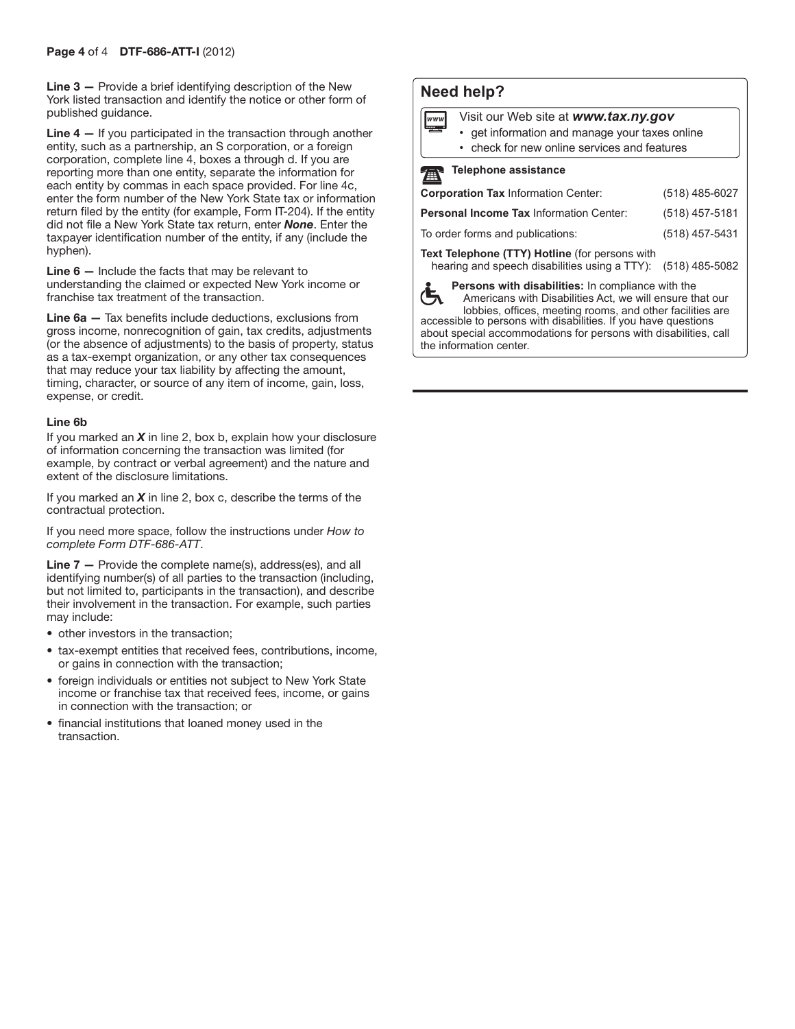**Line 3 —** Provide a brief identifying description of the New York listed transaction and identify the notice or other form of published guidance.

**Line 4 —** If you participated in the transaction through another entity, such as a partnership, an S corporation, or a foreign corporation, complete line 4, boxes a through d. If you are reporting more than one entity, separate the information for each entity by commas in each space provided. For line 4c, enter the form number of the New York State tax or information return filed by the entity (for example, Form IT-204). If the entity did not file a New York State tax return, enter ***None***. Enter the taxpayer identification number of the entity, if any (include the hyphen).

**Line 6 —** Include the facts that may be relevant to understanding the claimed or expected New York income or franchise tax treatment of the transaction.

**Line 6a —** Tax benefits include deductions, exclusions from gross income, nonrecognition of gain, tax credits, adjustments (or the absence of adjustments) to the basis of property, status as a tax-exempt organization, or any other tax consequences that may reduce your tax liability by affecting the amount, timing, character, or source of any item of income, gain, loss, expense, or credit.

**Line 6b**

If you marked an ***X*** in line 2, box b, explain how your disclosure of information concerning the transaction was limited (for example, by contract or verbal agreement) and the nature and extent of the disclosure limitations.

If you marked an ***X*** in line 2, box c, describe the terms of the contractual protection.

If you need more space, follow the instructions under *How to complete Form DTF-686-ATT*.

**Line 7 —** Provide the complete name(s), address(es), and all identifying number(s) of all parties to the transaction (including, but not limited to, participants in the transaction), and describe their involvement in the transaction. For example, such parties may include:

- other investors in the transaction;
- tax-exempt entities that received fees, contributions, income, or gains in connection with the transaction;
- foreign individuals or entities not subject to New York State income or franchise tax that received fees, income, or gains in connection with the transaction; or
- financial institutions that loaned money used in the transaction.

## Need help?

Visit our Web site at ***www.tax.ny.gov***

- get information and manage your taxes online
- check for new online services and features

**Telephone assistance**

| | |
|---|---|
| **Corporation Tax** Information Center: | (518) 485-6027 |
| **Personal Income Tax** Information Center: | (518) 457-5181 |
| To order forms and publications: | (518) 457-5431 |
| **Text Telephone (TTY) Hotline** (for persons with hearing and speech disabilities using a TTY): | (518) 485-5082 |

**Persons with disabilities:** In compliance with the Americans with Disabilities Act, we will ensure that our lobbies, offices, meeting rooms, and other facilities are accessible to persons with disabilities. If you have questions about special accommodations for persons with disabilities, call the information center.